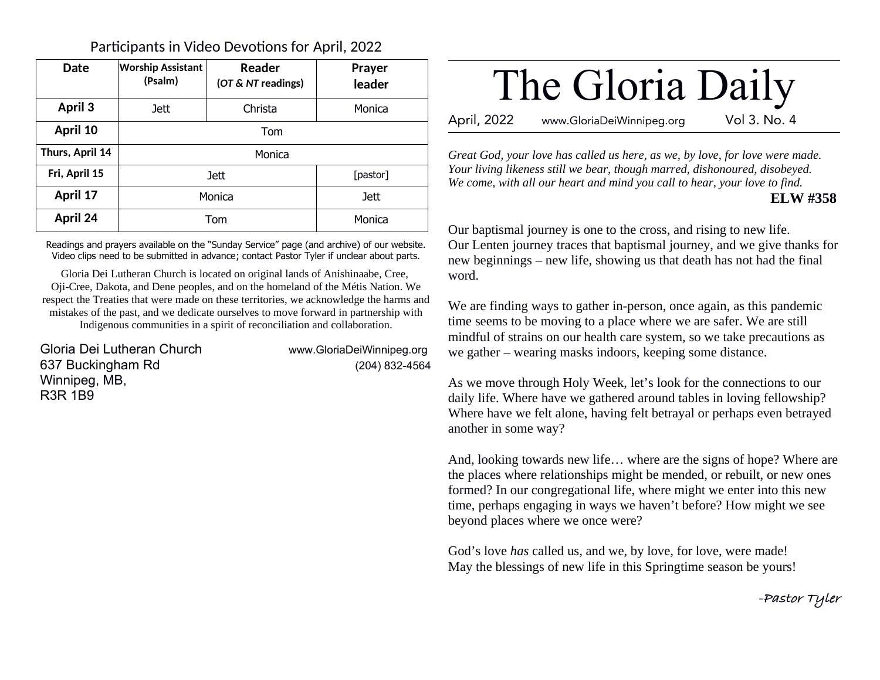Participants in Video Devotions for April, 2022

| Date | Worship Assistant (Psalm) | Reader (*OT & NT* readings) | Prayer leader |
| --- | --- | --- | --- |
| **April 3** | Jett | Christa | Monica |
| **April 10** | Tom | | |
| **Thurs, April 14** | Monica | | |
| **Fri, April 15** | Jett | | [pastor] |
| **April 17** | Monica | | Jett |
| **April 24** | Tom | | Monica |

Readings and prayers available on the "Sunday Service" page (and archive) of our website. Video clips need to be submitted in advance; contact Pastor Tyler if unclear about parts.

Gloria Dei Lutheran Church is located on original lands of Anishinaabe, Cree, Oji-Cree, Dakota, and Dene peoples, and on the homeland of the Métis Nation. We respect the Treaties that were made on these territories, we acknowledge the harms and mistakes of the past, and we dedicate ourselves to move forward in partnership with Indigenous communities in a spirit of reconciliation and collaboration.

Gloria Dei Lutheran Church
637 Buckingham Rd
Winnipeg, MB,
R3R 1B9

www.GloriaDeiWinnipeg.org
(204) 832-4564

# The Gloria Daily

April, 2022 www.GloriaDeiWinnipeg.org Vol 3. No. 4

*Great God, your love has called us here, as we, by love, for love were made.*
*Your living likeness still we bear, though marred, dishonoured, disobeyed.*
*We come, with all our heart and mind you call to hear, your love to find.*

**ELW #358**

Our baptismal journey is one to the cross, and rising to new life.
Our Lenten journey traces that baptismal journey, and we give thanks for new beginnings – new life, showing us that death has not had the final word.

We are finding ways to gather in-person, once again, as this pandemic time seems to be moving to a place where we are safer. We are still mindful of strains on our health care system, so we take precautions as we gather – wearing masks indoors, keeping some distance.

As we move through Holy Week, let's look for the connections to our daily life. Where have we gathered around tables in loving fellowship? Where have we felt alone, having felt betrayal or perhaps even betrayed another in some way?

And, looking towards new life… where are the signs of hope? Where are the places where relationships might be mended, or rebuilt, or new ones formed? In our congregational life, where might we enter into this new time, perhaps engaging in ways we haven't before? How might we see beyond places where we once were?

God's love *has* called us, and we, by love, for love, were made!
May the blessings of new life in this Springtime season be yours!

-Pastor Tyler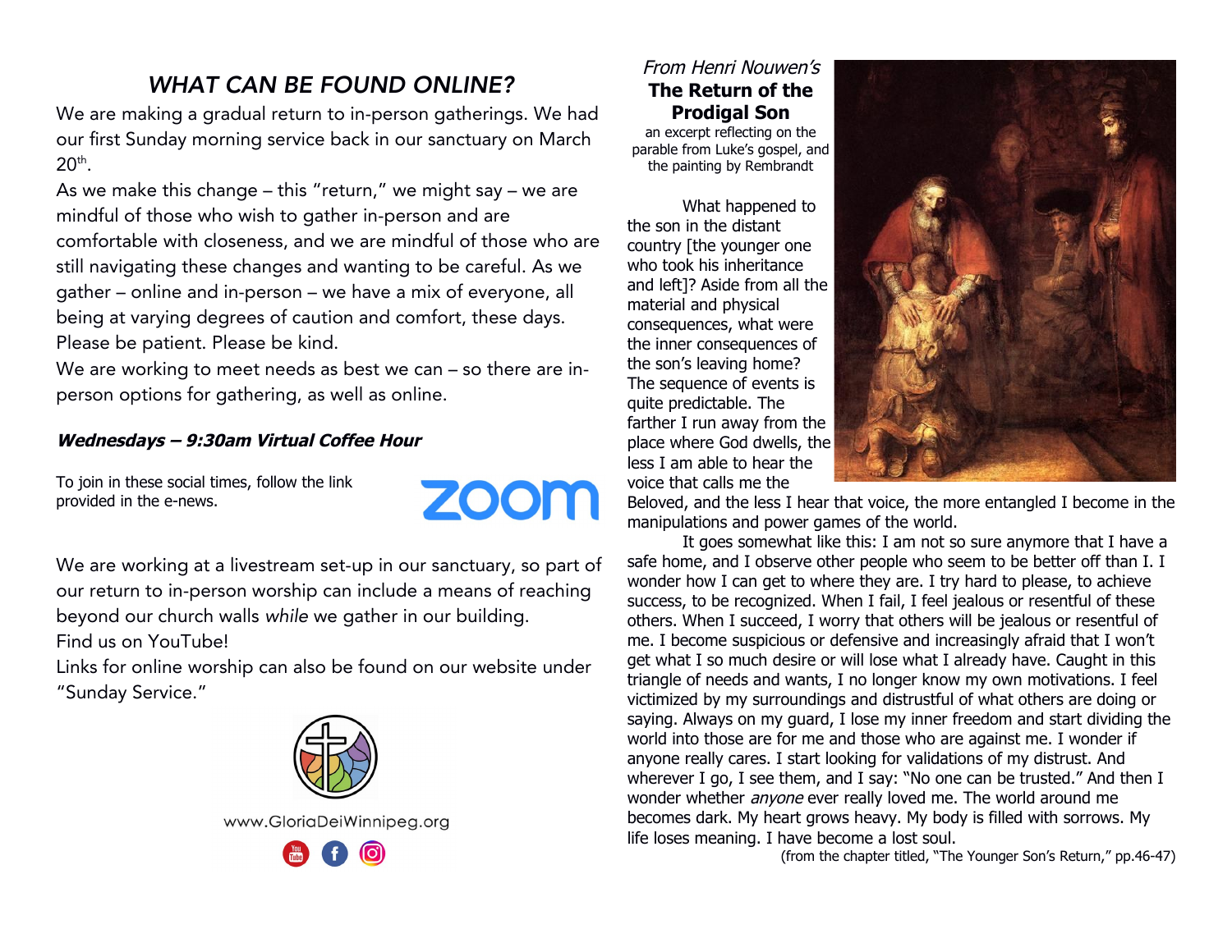## *WHAT CAN BE FOUND ONLINE?*

We are making a gradual return to in-person gatherings. We had our first Sunday morning service back in our sanctuary on March 20th.

As we make this change – this "return," we might say – we are mindful of those who wish to gather in-person and are comfortable with closeness, and we are mindful of those who are still navigating these changes and wanting to be careful. As we gather – online and in-person – we have a mix of everyone, all being at varying degrees of caution and comfort, these days. Please be patient. Please be kind.

We are working to meet needs as best we can – so there are in-person options for gathering, as well as online.

***Wednesdays – 9:30am Virtual Coffee Hour***

To join in these social times, follow the link provided in the e-news.

zoom

We are working at a livestream set-up in our sanctuary, so part of our return to in-person worship can include a means of reaching beyond our church walls *while* we gather in our building.

Find us on YouTube!

Links for online worship can also be found on our website under "Sunday Service."

www.GloriaDeiWinnipeg.org

*From Henri Nouwen's*

**The Return of the Prodigal Son**

an excerpt reflecting on the parable from Luke's gospel, and the painting by Rembrandt

What happened to the son in the distant country [the younger one who took his inheritance and left]? Aside from all the material and physical consequences, what were the inner consequences of the son's leaving home? The sequence of events is quite predictable. The farther I run away from the place where God dwells, the less I am able to hear the voice that calls me the Beloved, and the less I hear that voice, the more entangled I become in the manipulations and power games of the world.

It goes somewhat like this: I am not so sure anymore that I have a safe home, and I observe other people who seem to be better off than I. I wonder how I can get to where they are. I try hard to please, to achieve success, to be recognized. When I fail, I feel jealous or resentful of these others. When I succeed, I worry that others will be jealous or resentful of me. I become suspicious or defensive and increasingly afraid that I won't get what I so much desire or will lose what I already have. Caught in this triangle of needs and wants, I no longer know my own motivations. I feel victimized by my surroundings and distrustful of what others are doing or saying. Always on my guard, I lose my inner freedom and start dividing the world into those who are for me and those who are against me. I wonder if anyone really cares. I start looking for validations of my distrust. And wherever I go, I see them, and I say: "No one can be trusted." And then I wonder whether *anyone* ever really loved me. The world around me becomes dark. My heart grows heavy. My body is filled with sorrows. My life loses meaning. I have become a lost soul.

(from the chapter titled, "The Younger Son's Return," pp.46-47)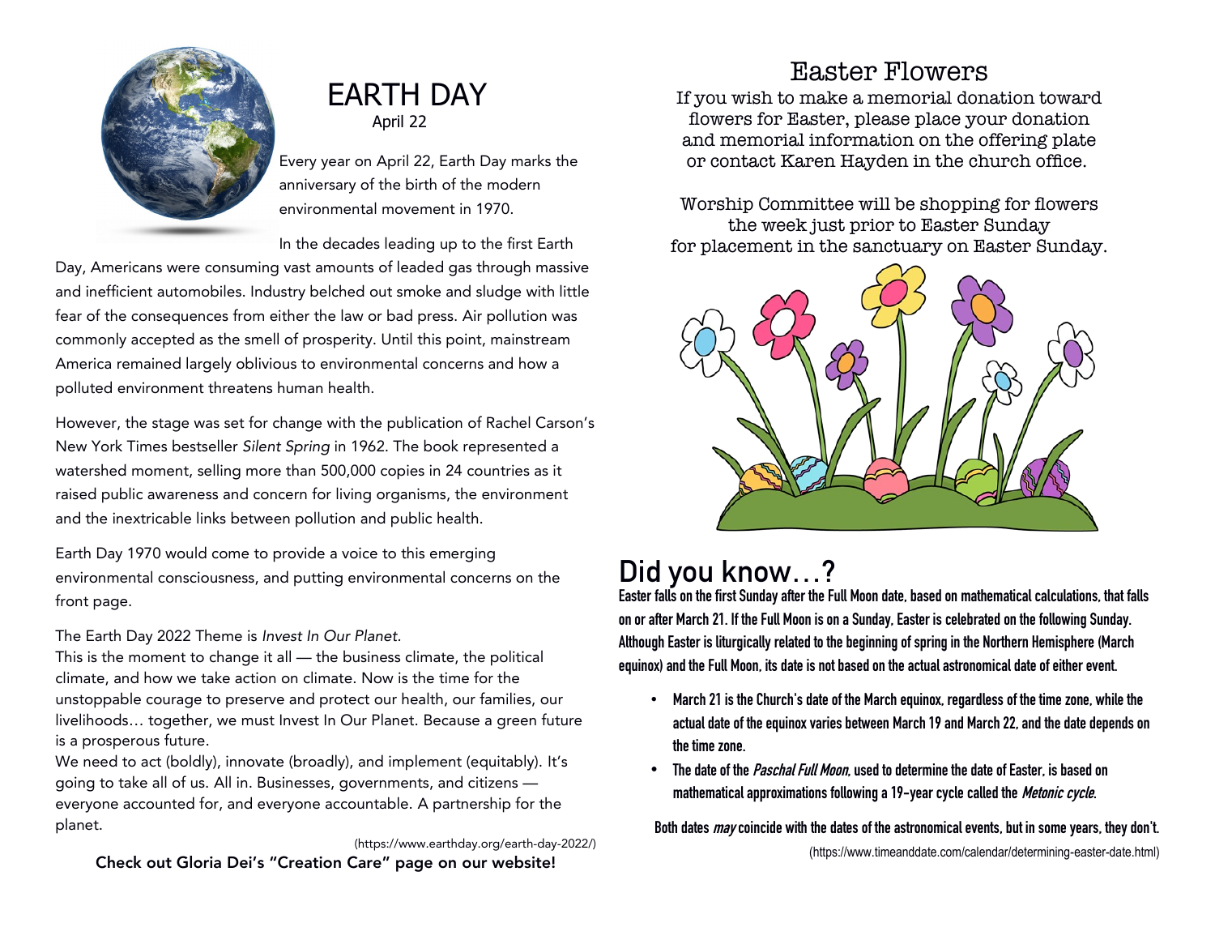# EARTH DAY

April 22

Every year on April 22, Earth Day marks the anniversary of the birth of the modern environmental movement in 1970.

In the decades leading up to the first Earth Day, Americans were consuming vast amounts of leaded gas through massive and inefficient automobiles. Industry belched out smoke and sludge with little fear of the consequences from either the law or bad press. Air pollution was commonly accepted as the smell of prosperity. Until this point, mainstream America remained largely oblivious to environmental concerns and how a polluted environment threatens human health.

However, the stage was set for change with the publication of Rachel Carson's New York Times bestseller *Silent Spring* in 1962. The book represented a watershed moment, selling more than 500,000 copies in 24 countries as it raised public awareness and concern for living organisms, the environment and the inextricable links between pollution and public health.

Earth Day 1970 would come to provide a voice to this emerging environmental consciousness, and putting environmental concerns on the front page.

The Earth Day 2022 Theme is *Invest In Our Planet*.
This is the moment to change it all — the business climate, the political climate, and how we take action on climate. Now is the time for the unstoppable courage to preserve and protect our health, our families, our livelihoods… together, we must Invest In Our Planet. Because a green future is a prosperous future.
We need to act (boldly), innovate (broadly), and implement (equitably). It's going to take all of us. All in. Businesses, governments, and citizens — everyone accounted for, and everyone accountable. A partnership for the planet.

(https://www.earthday.org/earth-day-2022/)

**Check out Gloria Dei's "Creation Care" page on our website!**

# Easter Flowers

If you wish to make a memorial donation toward flowers for Easter, please place your donation and memorial information on the offering plate or contact Karen Hayden in the church office.

Worship Committee will be shopping for flowers the week just prior to Easter Sunday for placement in the sanctuary on Easter Sunday.

## Did you know…?

**Easter falls on the first Sunday after the Full Moon date, based on mathematical calculations, that falls on or after March 21. If the Full Moon is on a Sunday, Easter is celebrated on the following Sunday. Although Easter is liturgically related to the beginning of spring in the Northern Hemisphere (March equinox) and the Full Moon, its date is not based on the actual astronomical date of either event.**

- **March 21 is the Church's date of the March equinox, regardless of the time zone, while the actual date of the equinox varies between March 19 and March 22, and the date depends on the time zone.**
- **The date of the *Paschal Full Moon*, used to determine the date of Easter, is based on mathematical approximations following a 19-year cycle called the *Metonic cycle*.**

**Both dates *may* coincide with the dates of the astronomical events, but in some years, they don't.**

(https://www.timeanddate.com/calendar/determining-easter-date.html)